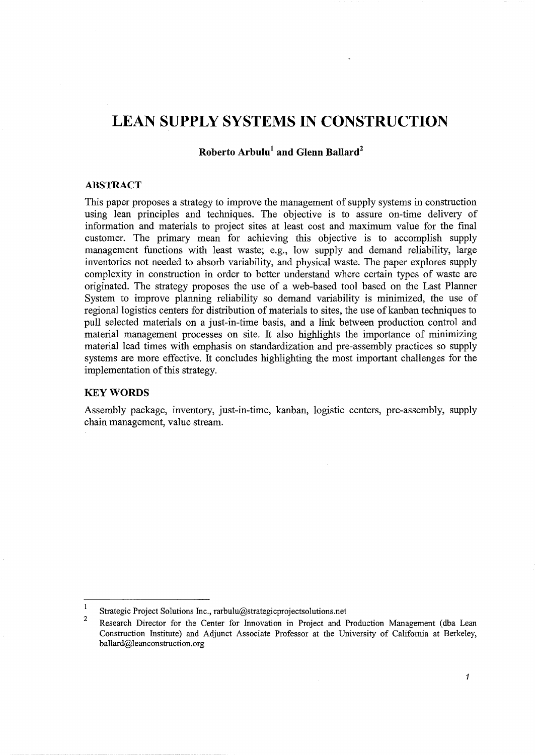# LEAN SUPPLY SYSTEMS IN CONSTRUCTION

**Roberto Arbulu[1] and Glenn Ballard[2]**

## ABSTRACT

This paper proposes a strategy to improve the management of supply systems in construction using lean principles and techniques. The objective is to assure on-time delivery of information and materials to project sites at least cost and maximum value for the final customer. The primary mean for achieving this objective is to accomplish supply management functions with least waste; e.g., low supply and demand reliability, large inventories not needed to absorb variability, and physical waste. The paper explores supply complexity in construction in order to better understand where certain types of waste are originated. The strategy proposes the use of a web-based tool based on the Last Planner System to improve planning reliability so demand variability is minimized, the use of regional logistics centers for distribution of materials to sites, the use of kanban techniques to pull selected materials on a just-in-time basis, and a link between production control and material management processes on site. It also highlights the importance of minimizing material lead times with emphasis on standardization and pre-assembly practices so supply systems are more effective. It concludes highlighting the most important challenges for the implementation of this strategy.

## KEY WORDS

Assembly package, inventory, just-in-time, kanban, logistic centers, pre-assembly, supply chain management, value stream.

---

[1] Strategic Project Solutions Inc., rarbulu@strategicprojectsolutions.net

[2] Research Director for the Center for Innovation in Project and Production Management (dba Lean Construction Institute) and Adjunct Associate Professor at the University of California at Berkeley, ballard@leanconstruction.org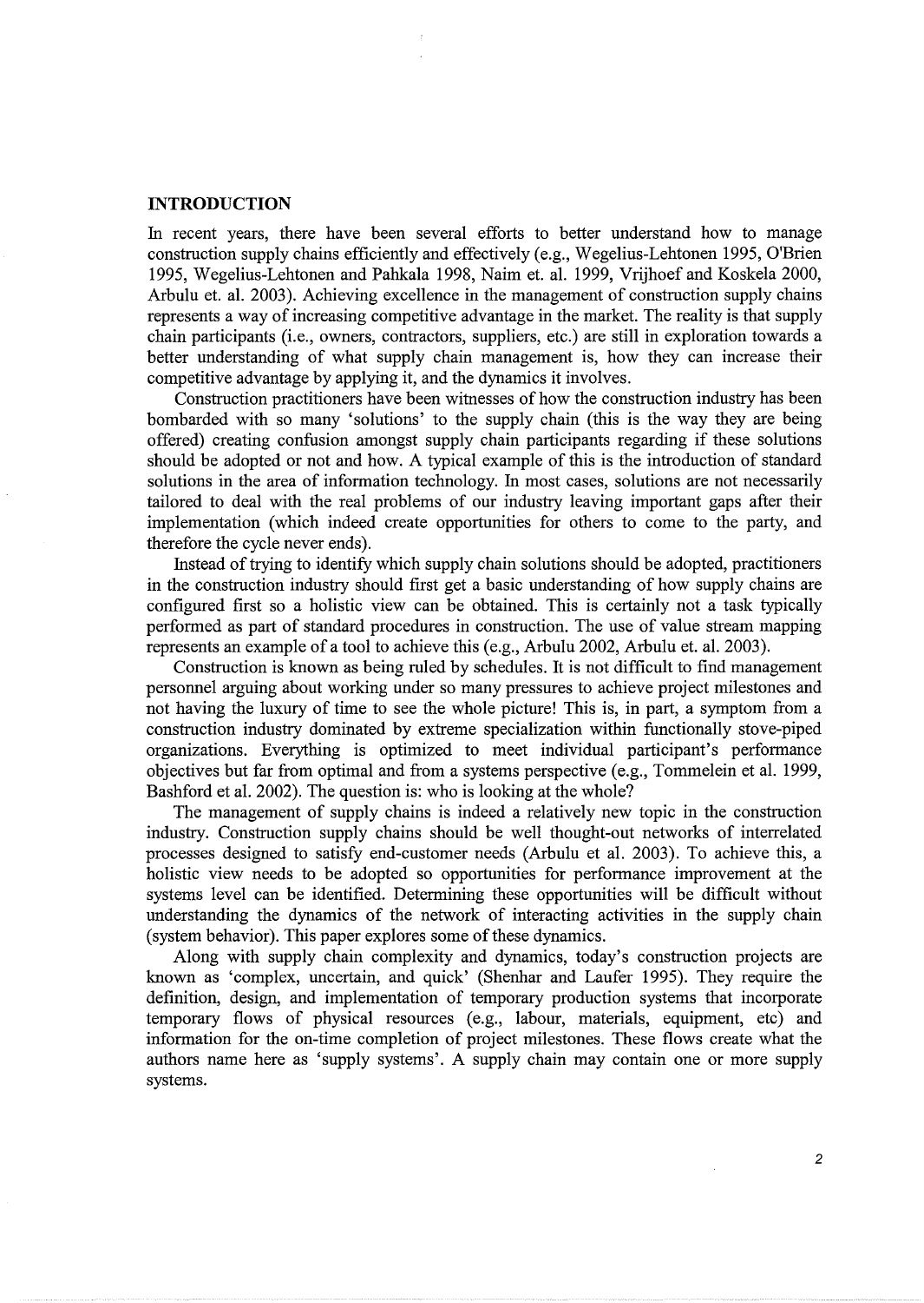## INTRODUCTION

In recent years, there have been several efforts to better understand how to manage construction supply chains efficiently and effectively (e.g., Wegelius-Lehtonen 1995, O'Brien 1995, Wegelius-Lehtonen and Pahkala 1998, Naim et. al. 1999, Vrijhoef and Koskela 2000, Arbulu et. al. 2003). Achieving excellence in the management of construction supply chains represents a way of increasing competitive advantage in the market. The reality is that supply chain participants (i.e., owners, contractors, suppliers, etc.) are still in exploration towards a better understanding of what supply chain management is, how they can increase their competitive advantage by applying it, and the dynamics it involves.

Construction practitioners have been witnesses of how the construction industry has been bombarded with so many 'solutions' to the supply chain (this is the way they are being offered) creating confusion amongst supply chain participants regarding if these solutions should be adopted or not and how. A typical example of this is the introduction of standard solutions in the area of information technology. In most cases, solutions are not necessarily tailored to deal with the real problems of our industry leaving important gaps after their implementation (which indeed create opportunities for others to come to the party, and therefore the cycle never ends).

Instead of trying to identify which supply chain solutions should be adopted, practitioners in the construction industry should first get a basic understanding of how supply chains are configured first so a holistic view can be obtained. This is certainly not a task typically performed as part of standard procedures in construction. The use of value stream mapping represents an example of a tool to achieve this (e.g., Arbulu 2002, Arbulu et. al. 2003).

Construction is known as being ruled by schedules. It is not difficult to find management personnel arguing about working under so many pressures to achieve project milestones and not having the luxury of time to see the whole picture! This is, in part, a symptom from a construction industry dominated by extreme specialization within functionally stove-piped organizations. Everything is optimized to meet individual participant's performance objectives but far from optimal and from a systems perspective (e.g., Tommelein et al. 1999, Bashford et al. 2002). The question is: who is looking at the whole?

The management of supply chains is indeed a relatively new topic in the construction industry. Construction supply chains should be well thought-out networks of interrelated processes designed to satisfy end-customer needs (Arbulu et al. 2003). To achieve this, a holistic view needs to be adopted so opportunities for performance improvement at the systems level can be identified. Determining these opportunities will be difficult without understanding the dynamics of the network of interacting activities in the supply chain (system behavior). This paper explores some of these dynamics.

Along with supply chain complexity and dynamics, today's construction projects are known as 'complex, uncertain, and quick' (Shenhar and Laufer 1995). They require the definition, design, and implementation of temporary production systems that incorporate temporary flows of physical resources (e.g., labour, materials, equipment, etc) and information for the on-time completion of project milestones. These flows create what the authors name here as 'supply systems'. A supply chain may contain one or more supply systems.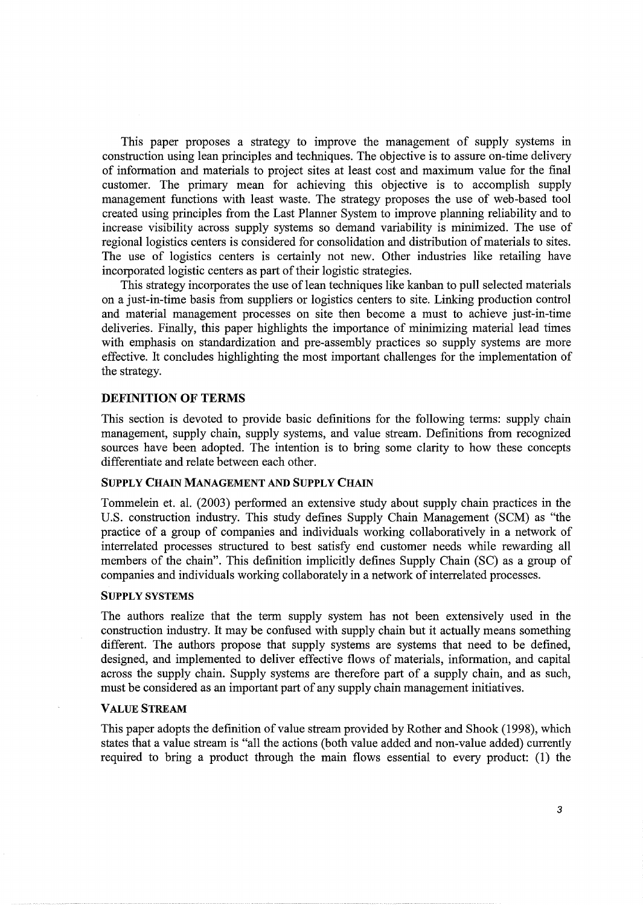This paper proposes a strategy to improve the management of supply systems in construction using lean principles and techniques. The objective is to assure on-time delivery of information and materials to project sites at least cost and maximum value for the final customer. The primary mean for achieving this objective is to accomplish supply management functions with least waste. The strategy proposes the use of web-based tool created using principles from the Last Planner System to improve planning reliability and to increase visibility across supply systems so demand variability is minimized. The use of regional logistics centers is considered for consolidation and distribution of materials to sites. The use of logistics centers is certainly not new. Other industries like retailing have incorporated logistic centers as part of their logistic strategies.

This strategy incorporates the use of lean techniques like kanban to pull selected materials on a just-in-time basis from suppliers or logistics centers to site. Linking production control and material management processes on site then become a must to achieve just-in-time deliveries. Finally, this paper highlights the importance of minimizing material lead times with emphasis on standardization and pre-assembly practices so supply systems are more effective. It concludes highlighting the most important challenges for the implementation of the strategy.

## DEFINITION OF TERMS

This section is devoted to provide basic definitions for the following terms: supply chain management, supply chain, supply systems, and value stream. Definitions from recognized sources have been adopted. The intention is to bring some clarity to how these concepts differentiate and relate between each other.

### SUPPLY CHAIN MANAGEMENT AND SUPPLY CHAIN

Tommelein et. al. (2003) performed an extensive study about supply chain practices in the U.S. construction industry. This study defines Supply Chain Management (SCM) as "the practice of a group of companies and individuals working collaboratively in a network of interrelated processes structured to best satisfy end customer needs while rewarding all members of the chain". This definition implicitly defines Supply Chain (SC) as a group of companies and individuals working collaborately in a network of interrelated processes.

### SUPPLY SYSTEMS

The authors realize that the term supply system has not been extensively used in the construction industry. It may be confused with supply chain but it actually means something different. The authors propose that supply systems are systems that need to be defined, designed, and implemented to deliver effective flows of materials, information, and capital across the supply chain. Supply systems are therefore part of a supply chain, and as such, must be considered as an important part of any supply chain management initiatives.

### VALUE STREAM

This paper adopts the definition of value stream provided by Rother and Shook (1998), which states that a value stream is "all the actions (both value added and non-value added) currently required to bring a product through the main flows essential to every product: (1) the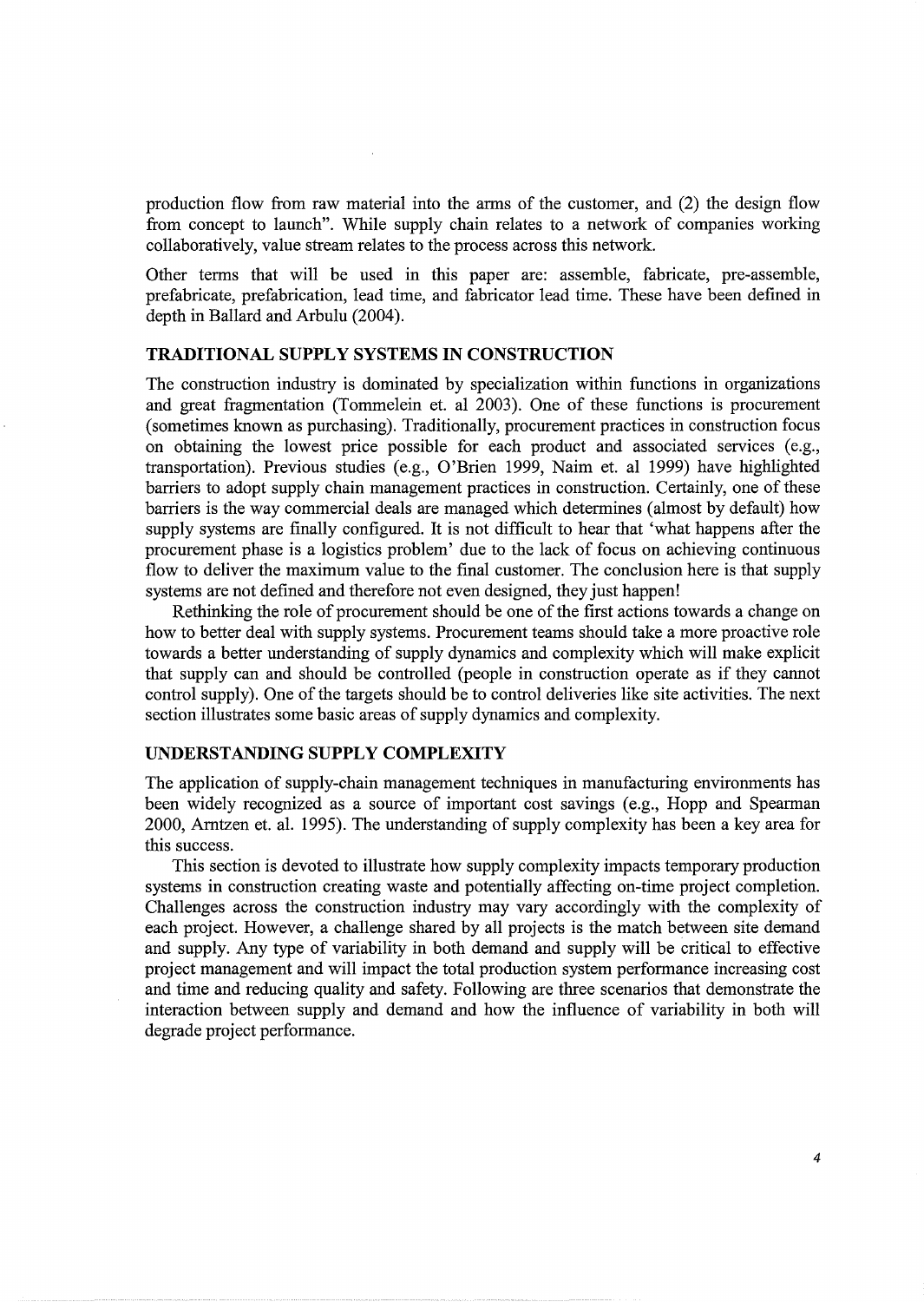production flow from raw material into the arms of the customer, and (2) the design flow from concept to launch". While supply chain relates to a network of companies working collaboratively, value stream relates to the process across this network.

Other terms that will be used in this paper are: assemble, fabricate, pre-assemble, prefabricate, prefabrication, lead time, and fabricator lead time. These have been defined in depth in Ballard and Arbulu (2004).

## TRADITIONAL SUPPLY SYSTEMS IN CONSTRUCTION

The construction industry is dominated by specialization within functions in organizations and great fragmentation (Tommelein et. al 2003). One of these functions is procurement (sometimes known as purchasing). Traditionally, procurement practices in construction focus on obtaining the lowest price possible for each product and associated services (e.g., transportation). Previous studies (e.g., O'Brien 1999, Naim et. al 1999) have highlighted barriers to adopt supply chain management practices in construction. Certainly, one of these barriers is the way commercial deals are managed which determines (almost by default) how supply systems are finally configured. It is not difficult to hear that 'what happens after the procurement phase is a logistics problem' due to the lack of focus on achieving continuous flow to deliver the maximum value to the final customer. The conclusion here is that supply systems are not defined and therefore not even designed, they just happen!

Rethinking the role of procurement should be one of the first actions towards a change on how to better deal with supply systems. Procurement teams should take a more proactive role towards a better understanding of supply dynamics and complexity which will make explicit that supply can and should be controlled (people in construction operate as if they cannot control supply). One of the targets should be to control deliveries like site activities. The next section illustrates some basic areas of supply dynamics and complexity.

## UNDERSTANDING SUPPLY COMPLEXITY

The application of supply-chain management techniques in manufacturing environments has been widely recognized as a source of important cost savings (e.g., Hopp and Spearman 2000, Arntzen et. al. 1995). The understanding of supply complexity has been a key area for this success.

This section is devoted to illustrate how supply complexity impacts temporary production systems in construction creating waste and potentially affecting on-time project completion. Challenges across the construction industry may vary accordingly with the complexity of each project. However, a challenge shared by all projects is the match between site demand and supply. Any type of variability in both demand and supply will be critical to effective project management and will impact the total production system performance increasing cost and time and reducing quality and safety. Following are three scenarios that demonstrate the interaction between supply and demand and how the influence of variability in both will degrade project performance.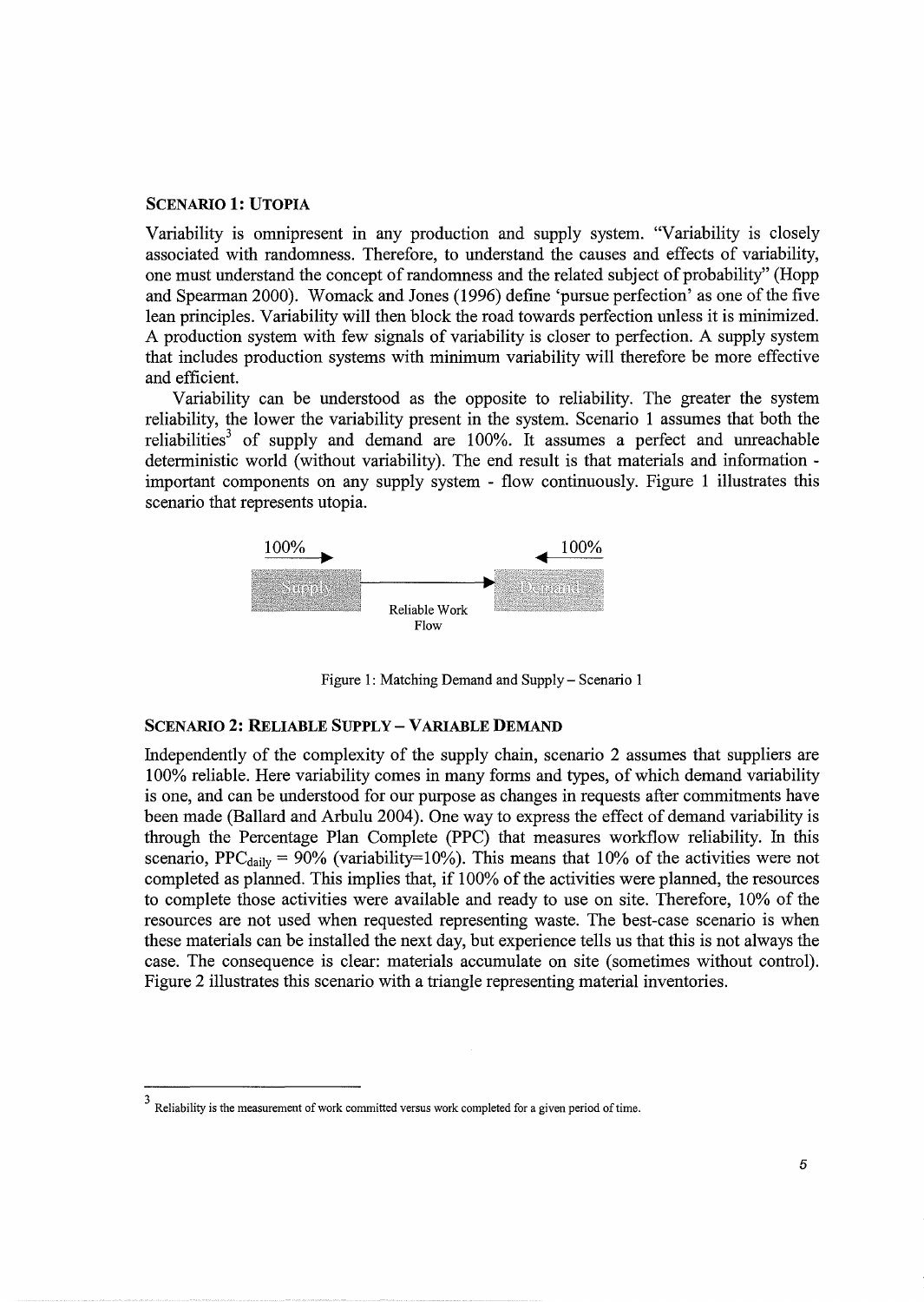### SCENARIO 1: UTOPIA

Variability is omnipresent in any production and supply system. "Variability is closely associated with randomness. Therefore, to understand the causes and effects of variability, one must understand the concept of randomness and the related subject of probability" (Hopp and Spearman 2000). Womack and Jones (1996) define 'pursue perfection' as one of the five lean principles. Variability will then block the road towards perfection unless it is minimized. A production system with few signals of variability is closer to perfection. A supply system that includes production systems with minimum variability will therefore be more effective and efficient.

Variability can be understood as the opposite to reliability. The greater the system reliability, the lower the variability present in the system. Scenario 1 assumes that both the reliabilities[3] of supply and demand are 100%. It assumes a perfect and unreachable deterministic world (without variability). The end result is that materials and information - important components on any supply system - flow continuously. Figure 1 illustrates this scenario that represents utopia.

100% → Supply —— Reliable Work Flow ——→ Demand ← 100%

Figure 1: Matching Demand and Supply – Scenario 1

### SCENARIO 2: RELIABLE SUPPLY – VARIABLE DEMAND

Independently of the complexity of the supply chain, scenario 2 assumes that suppliers are 100% reliable. Here variability comes in many forms and types, of which demand variability is one, and can be understood for our purpose as changes in requests after commitments have been made (Ballard and Arbulu 2004). One way to express the effect of demand variability is through the Percentage Plan Complete (PPC) that measures workflow reliability. In this scenario, $PPC_{daily}$ = 90% (variability=10%). This means that 10% of the activities were not completed as planned. This implies that, if 100% of the activities were planned, the resources to complete those activities were available and ready to use on site. Therefore, 10% of the resources are not used when requested representing waste. The best-case scenario is when these materials can be installed the next day, but experience tells us that this is not always the case. The consequence is clear: materials accumulate on site (sometimes without control). Figure 2 illustrates this scenario with a triangle representing material inventories.

---

[3] Reliability is the measurement of work committed versus work completed for a given period of time.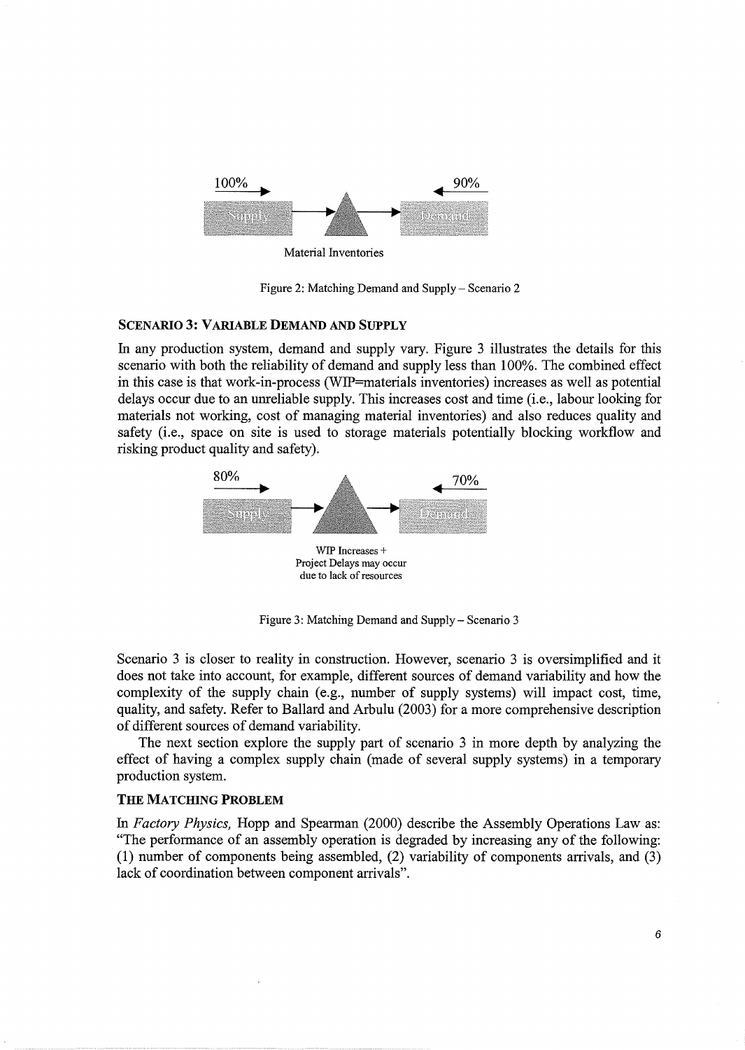100% → Supply → ▲ → Demand ← 90%

Material Inventories

Figure 2: Matching Demand and Supply – Scenario 2

### SCENARIO 3: VARIABLE DEMAND AND SUPPLY

In any production system, demand and supply vary. Figure 3 illustrates the details for this scenario with both the reliability of demand and supply less than 100%. The combined effect in this case is that work-in-process (WIP=materials inventories) increases as well as potential delays occur due to an unreliable supply. This increases cost and time (i.e., labour looking for materials not working, cost of managing material inventories) and also reduces quality and safety (i.e., space on site is used to storage materials potentially blocking workflow and risking product quality and safety).

80% → Supply → ▲ → Demand ← 70%

WIP Increases +
Project Delays may occur
due to lack of resources

Figure 3: Matching Demand and Supply – Scenario 3

Scenario 3 is closer to reality in construction. However, scenario 3 is oversimplified and it does not take into account, for example, different sources of demand variability and how the complexity of the supply chain (e.g., number of supply systems) will impact cost, time, quality, and safety. Refer to Ballard and Arbulu (2003) for a more comprehensive description of different sources of demand variability.

The next section explore the supply part of scenario 3 in more depth by analyzing the effect of having a complex supply chain (made of several supply systems) in a temporary production system.

### THE MATCHING PROBLEM

In *Factory Physics,* Hopp and Spearman (2000) describe the Assembly Operations Law as: "The performance of an assembly operation is degraded by increasing any of the following: (1) number of components being assembled, (2) variability of components arrivals, and (3) lack of coordination between component arrivals".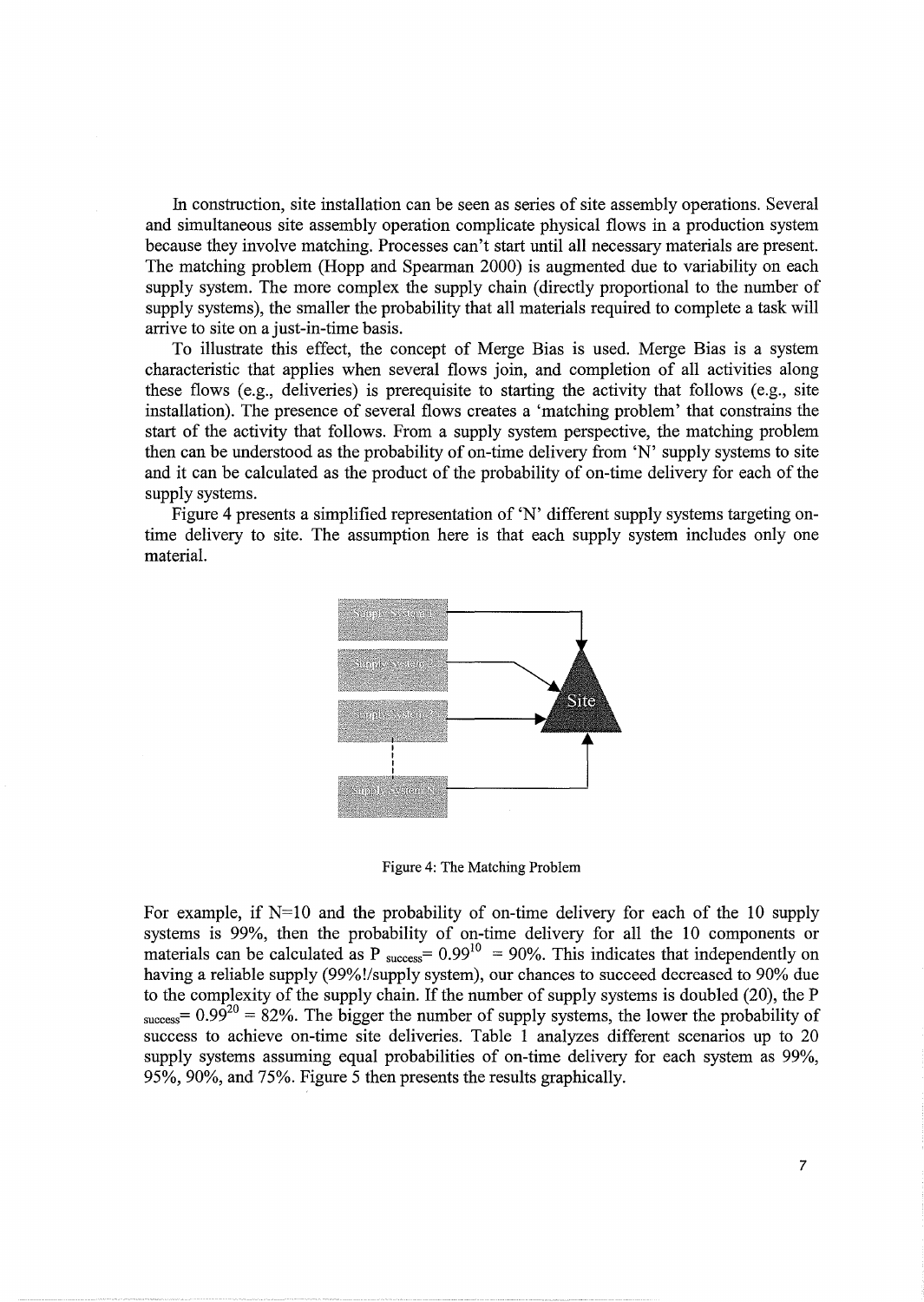In construction, site installation can be seen as series of site assembly operations. Several and simultaneous site assembly operation complicate physical flows in a production system because they involve matching. Processes can't start until all necessary materials are present. The matching problem (Hopp and Spearman 2000) is augmented due to variability on each supply system. The more complex the supply chain (directly proportional to the number of supply systems), the smaller the probability that all materials required to complete a task will arrive to site on a just-in-time basis.

To illustrate this effect, the concept of Merge Bias is used. Merge Bias is a system characteristic that applies when several flows join, and completion of all activities along these flows (e.g., deliveries) is prerequisite to starting the activity that follows (e.g., site installation). The presence of several flows creates a 'matching problem' that constrains the start of the activity that follows. From a supply system perspective, the matching problem then can be understood as the probability of on-time delivery from 'N' supply systems to site and it can be calculated as the product of the probability of on-time delivery for each of the supply systems.

Figure 4 presents a simplified representation of 'N' different supply systems targeting on-time delivery to site. The assumption here is that each supply system includes only one material.

Figure 4: The Matching Problem

For example, if N=10 and the probability of on-time delivery for each of the 10 supply systems is 99%, then the probability of on-time delivery for all the 10 components or materials can be calculated as $P_{success} = 0.99^{10} = 90\%$. This indicates that independently on having a reliable supply (99%!/supply system), our chances to succeed decreased to 90% due to the complexity of the supply chain. If the number of supply systems is doubled (20), the $P_{success} = 0.99^{20} = 82\%$. The bigger the number of supply systems, the lower the probability of success to achieve on-time site deliveries. Table 1 analyzes different scenarios up to 20 supply systems assuming equal probabilities of on-time delivery for each system as 99%, 95%, 90%, and 75%. Figure 5 then presents the results graphically.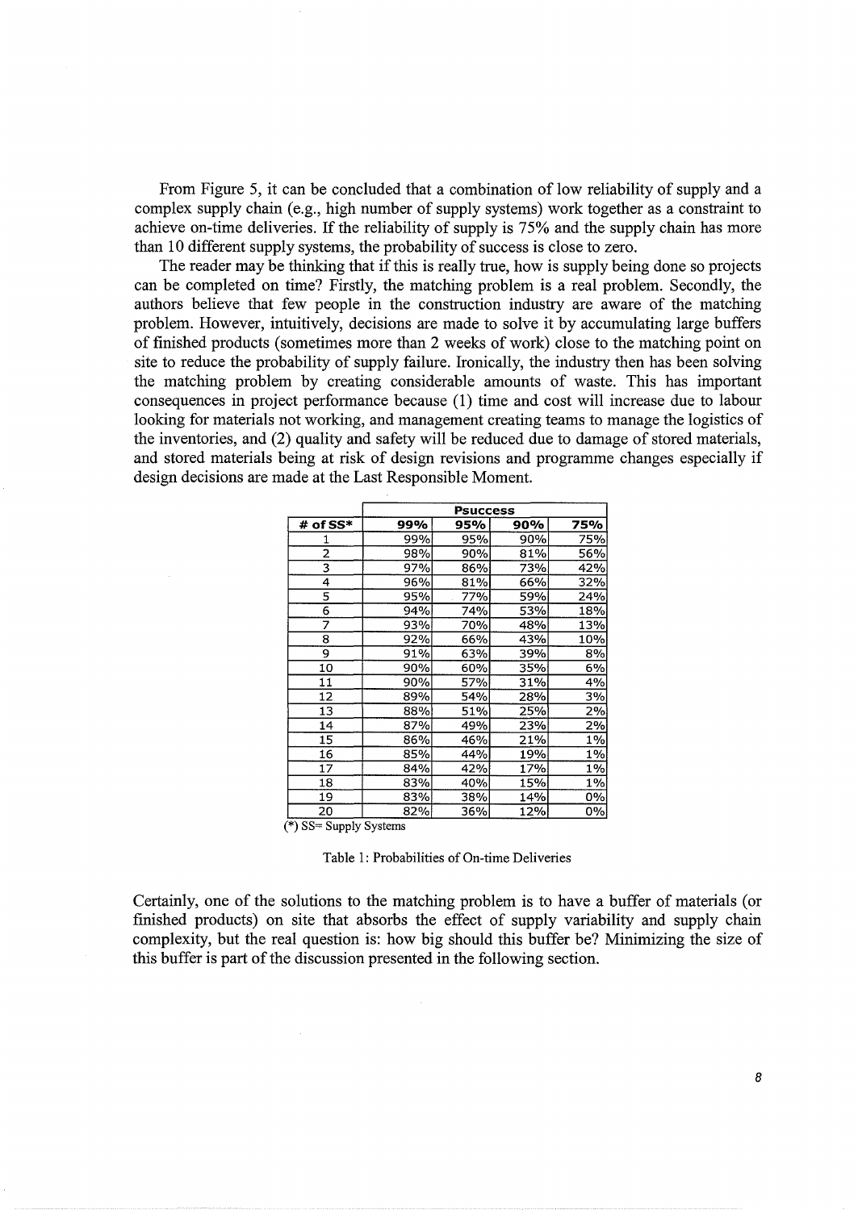From Figure 5, it can be concluded that a combination of low reliability of supply and a complex supply chain (e.g., high number of supply systems) work together as a constraint to achieve on-time deliveries. If the reliability of supply is 75% and the supply chain has more than 10 different supply systems, the probability of success is close to zero.

The reader may be thinking that if this is really true, how is supply being done so projects can be completed on time? Firstly, the matching problem is a real problem. Secondly, the authors believe that few people in the construction industry are aware of the matching problem. However, intuitively, decisions are made to solve it by accumulating large buffers of finished products (sometimes more than 2 weeks of work) close to the matching point on site to reduce the probability of supply failure. Ironically, the industry then has been solving the matching problem by creating considerable amounts of waste. This has important consequences in project performance because (1) time and cost will increase due to labour looking for materials not working, and management creating teams to manage the logistics of the inventories, and (2) quality and safety will be reduced due to damage of stored materials, and stored materials being at risk of design revisions and programme changes especially if design decisions are made at the Last Responsible Moment.

| | Psuccess | | | |
|---|---|---|---|---|
| # of SS* | 99% | 95% | 90% | 75% |
| 1 | 99% | 95% | 90% | 75% |
| 2 | 98% | 90% | 81% | 56% |
| 3 | 97% | 86% | 73% | 42% |
| 4 | 96% | 81% | 66% | 32% |
| 5 | 95% | 77% | 59% | 24% |
| 6 | 94% | 74% | 53% | 18% |
| 7 | 93% | 70% | 48% | 13% |
| 8 | 92% | 66% | 43% | 10% |
| 9 | 91% | 63% | 39% | 8% |
| 10 | 90% | 60% | 35% | 6% |
| 11 | 90% | 57% | 31% | 4% |
| 12 | 89% | 54% | 28% | 3% |
| 13 | 88% | 51% | 25% | 2% |
| 14 | 87% | 49% | 23% | 2% |
| 15 | 86% | 46% | 21% | 1% |
| 16 | 85% | 44% | 19% | 1% |
| 17 | 84% | 42% | 17% | 1% |
| 18 | 83% | 40% | 15% | 1% |
| 19 | 83% | 38% | 14% | 0% |
| 20 | 82% | 36% | 12% | 0% |

(*) SS= Supply Systems

Table 1: Probabilities of On-time Deliveries

Certainly, one of the solutions to the matching problem is to have a buffer of materials (or finished products) on site that absorbs the effect of supply variability and supply chain complexity, but the real question is: how big should this buffer be? Minimizing the size of this buffer is part of the discussion presented in the following section.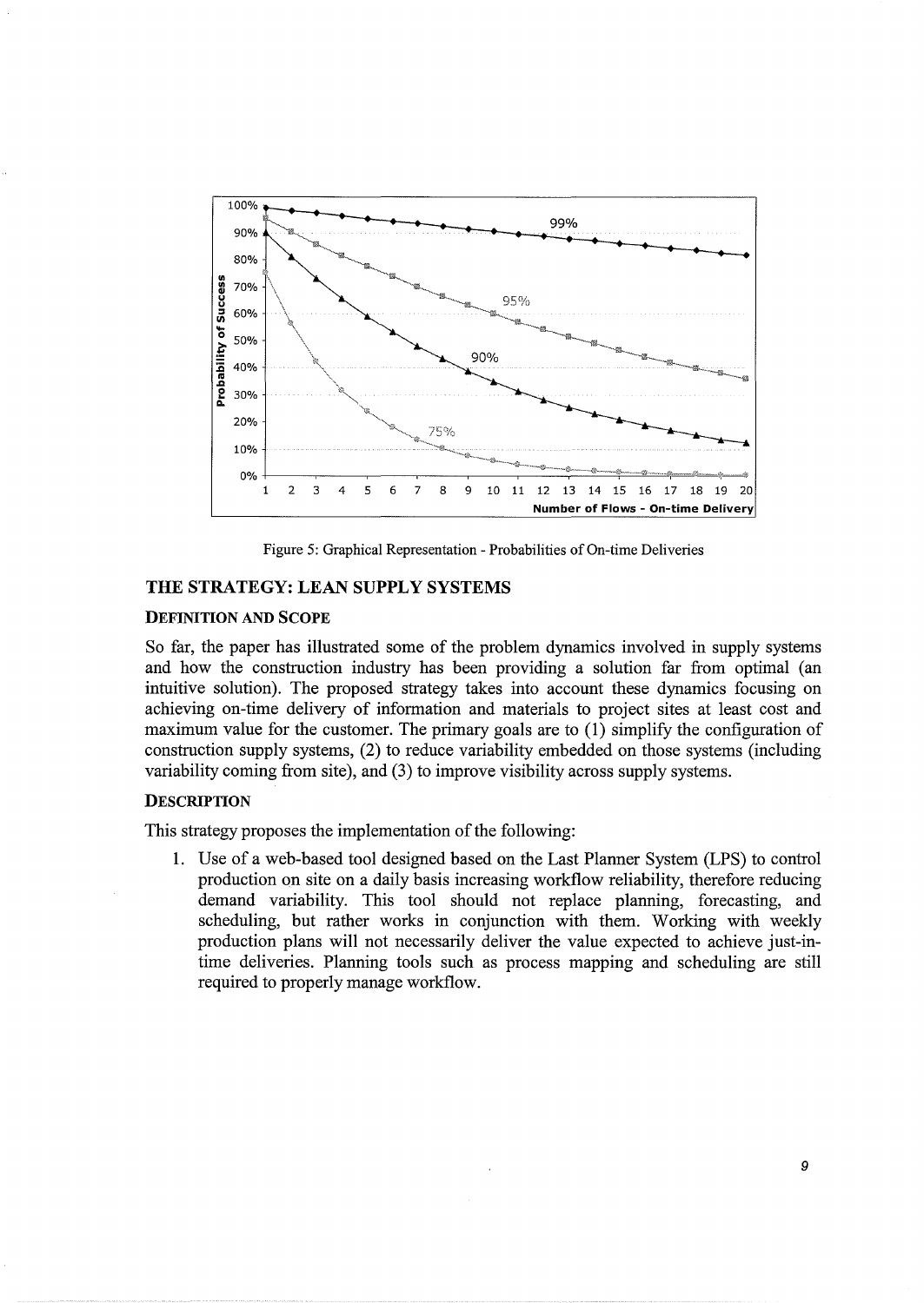Figure 5: Graphical Representation - Probabilities of On-time Deliveries

## THE STRATEGY: LEAN SUPPLY SYSTEMS

### DEFINITION AND SCOPE

So far, the paper has illustrated some of the problem dynamics involved in supply systems and how the construction industry has been providing a solution far from optimal (an intuitive solution). The proposed strategy takes into account these dynamics focusing on achieving on-time delivery of information and materials to project sites at least cost and maximum value for the customer. The primary goals are to (1) simplify the configuration of construction supply systems, (2) to reduce variability embedded on those systems (including variability coming from site), and (3) to improve visibility across supply systems.

### DESCRIPTION

This strategy proposes the implementation of the following:

1. Use of a web-based tool designed based on the Last Planner System (LPS) to control production on site on a daily basis increasing workflow reliability, therefore reducing demand variability. This tool should not replace planning, forecasting, and scheduling, but rather works in conjunction with them. Working with weekly production plans will not necessarily deliver the value expected to achieve just-in-time deliveries. Planning tools such as process mapping and scheduling are still required to properly manage workflow.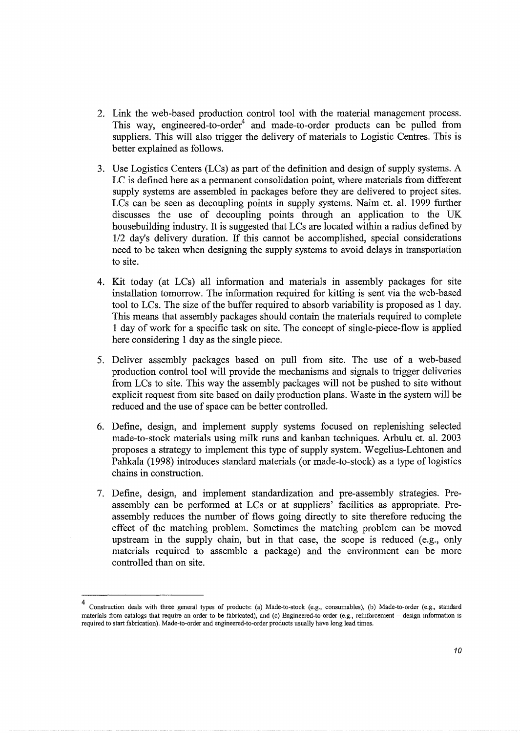2. Link the web-based production control tool with the material management process. This way, engineered-to-order[4] and made-to-order products can be pulled from suppliers. This will also trigger the delivery of materials to Logistic Centres. This is better explained as follows.

3. Use Logistics Centers (LCs) as part of the definition and design of supply systems. A LC is defined here as a permanent consolidation point, where materials from different supply systems are assembled in packages before they are delivered to project sites. LCs can be seen as decoupling points in supply systems. Naim et. al. 1999 further discusses the use of decoupling points through an application to the UK housebuilding industry. It is suggested that LCs are located within a radius defined by 1/2 day's delivery duration. If this cannot be accomplished, special considerations need to be taken when designing the supply systems to avoid delays in transportation to site.

4. Kit today (at LCs) all information and materials in assembly packages for site installation tomorrow. The information required for kitting is sent via the web-based tool to LCs. The size of the buffer required to absorb variability is proposed as 1 day. This means that assembly packages should contain the materials required to complete 1 day of work for a specific task on site. The concept of single-piece-flow is applied here considering 1 day as the single piece.

5. Deliver assembly packages based on pull from site. The use of a web-based production control tool will provide the mechanisms and signals to trigger deliveries from LCs to site. This way the assembly packages will not be pushed to site without explicit request from site based on daily production plans. Waste in the system will be reduced and the use of space can be better controlled.

6. Define, design, and implement supply systems focused on replenishing selected made-to-stock materials using milk runs and kanban techniques. Arbulu et. al. 2003 proposes a strategy to implement this type of supply system. Wegelius-Lehtonen and Pahkala (1998) introduces standard materials (or made-to-stock) as a type of logistics chains in construction.

7. Define, design, and implement standardization and pre-assembly strategies. Pre-assembly can be performed at LCs or at suppliers' facilities as appropriate. Pre-assembly reduces the number of flows going directly to site therefore reducing the effect of the matching problem. Sometimes the matching problem can be moved upstream in the supply chain, but in that case, the scope is reduced (e.g., only materials required to assemble a package) and the environment can be more controlled than on site.

---

[4] Construction deals with three general types of products: (a) Made-to-stock (e.g., consumables), (b) Made-to-order (e.g., standard materials from catalogs that require an order to be fabricated), and (c) Engineered-to-order (e.g., reinforcement – design information is required to start fabrication). Made-to-order and engineered-to-order products usually have long lead times.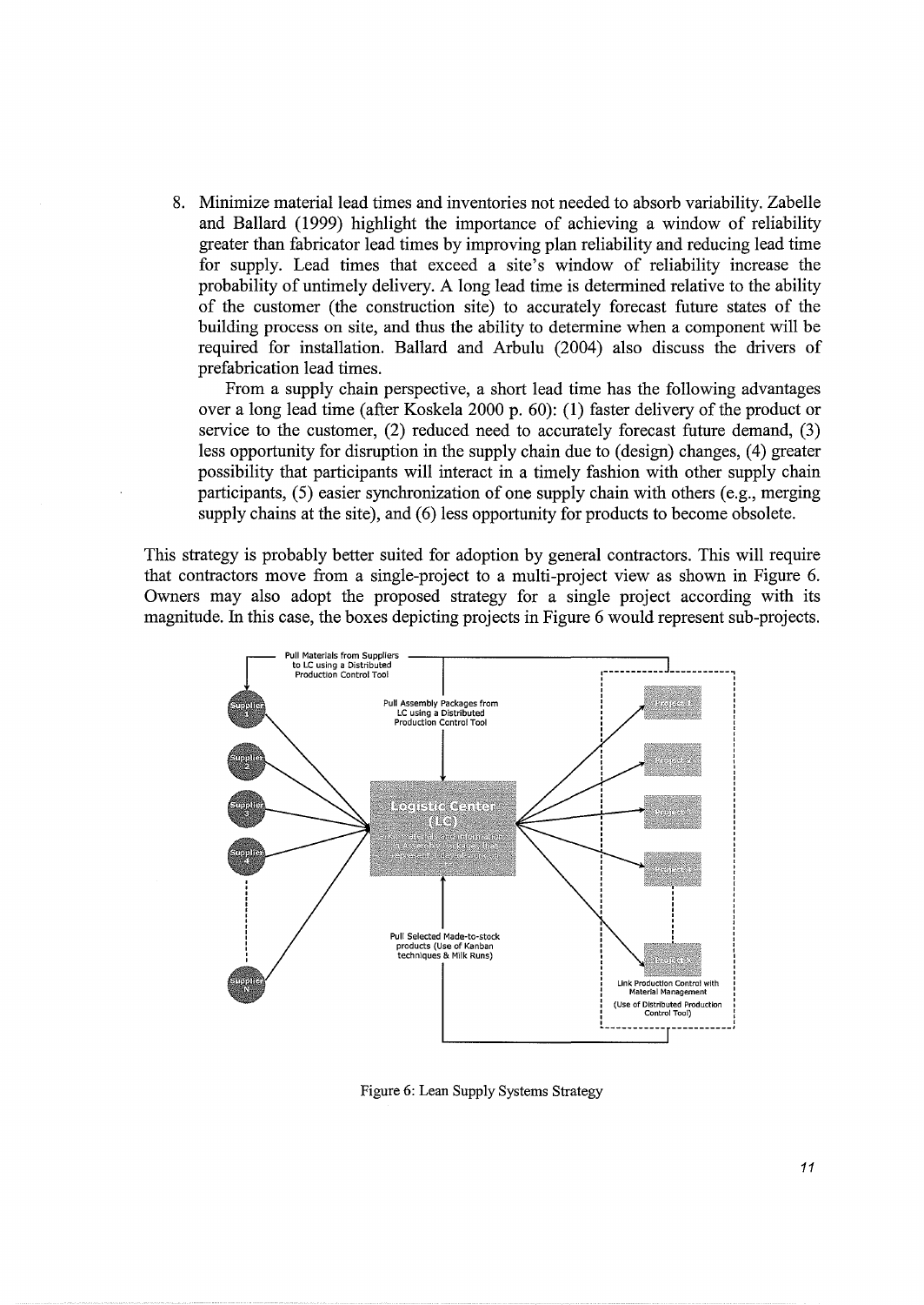8. Minimize material lead times and inventories not needed to absorb variability. Zabelle and Ballard (1999) highlight the importance of achieving a window of reliability greater than fabricator lead times by improving plan reliability and reducing lead time for supply. Lead times that exceed a site's window of reliability increase the probability of untimely delivery. A long lead time is determined relative to the ability of the customer (the construction site) to accurately forecast future states of the building process on site, and thus the ability to determine when a component will be required for installation. Ballard and Arbulu (2004) also discuss the drivers of prefabrication lead times.

   From a supply chain perspective, a short lead time has the following advantages over a long lead time (after Koskela 2000 p. 60): (1) faster delivery of the product or service to the customer, (2) reduced need to accurately forecast future demand, (3) less opportunity for disruption in the supply chain due to (design) changes, (4) greater possibility that participants will interact in a timely fashion with other supply chain participants, (5) easier synchronization of one supply chain with others (e.g., merging supply chains at the site), and (6) less opportunity for products to become obsolete.

This strategy is probably better suited for adoption by general contractors. This will require that contractors move from a single-project to a multi-project view as shown in Figure 6. Owners may also adopt the proposed strategy for a single project according with its magnitude. In this case, the boxes depicting projects in Figure 6 would represent sub-projects.

Pull Materials from Suppliers to LC using a Distributed Production Control Tool

Pull Assembly Packages from LC using a Distributed Production Control Tool

Supplier 1

Supplier 2

Supplier 3

Supplier 4

Supplier N

Logistic Center (LC)

Project 1

Project 2

Project 3

Project 4

Project X

Pull Selected Made-to-stock products (Use of Kanban techniques & Milk Runs)

Link Production Control with Material Management (Use of Distributed Production Control Tool)

Figure 6: Lean Supply Systems Strategy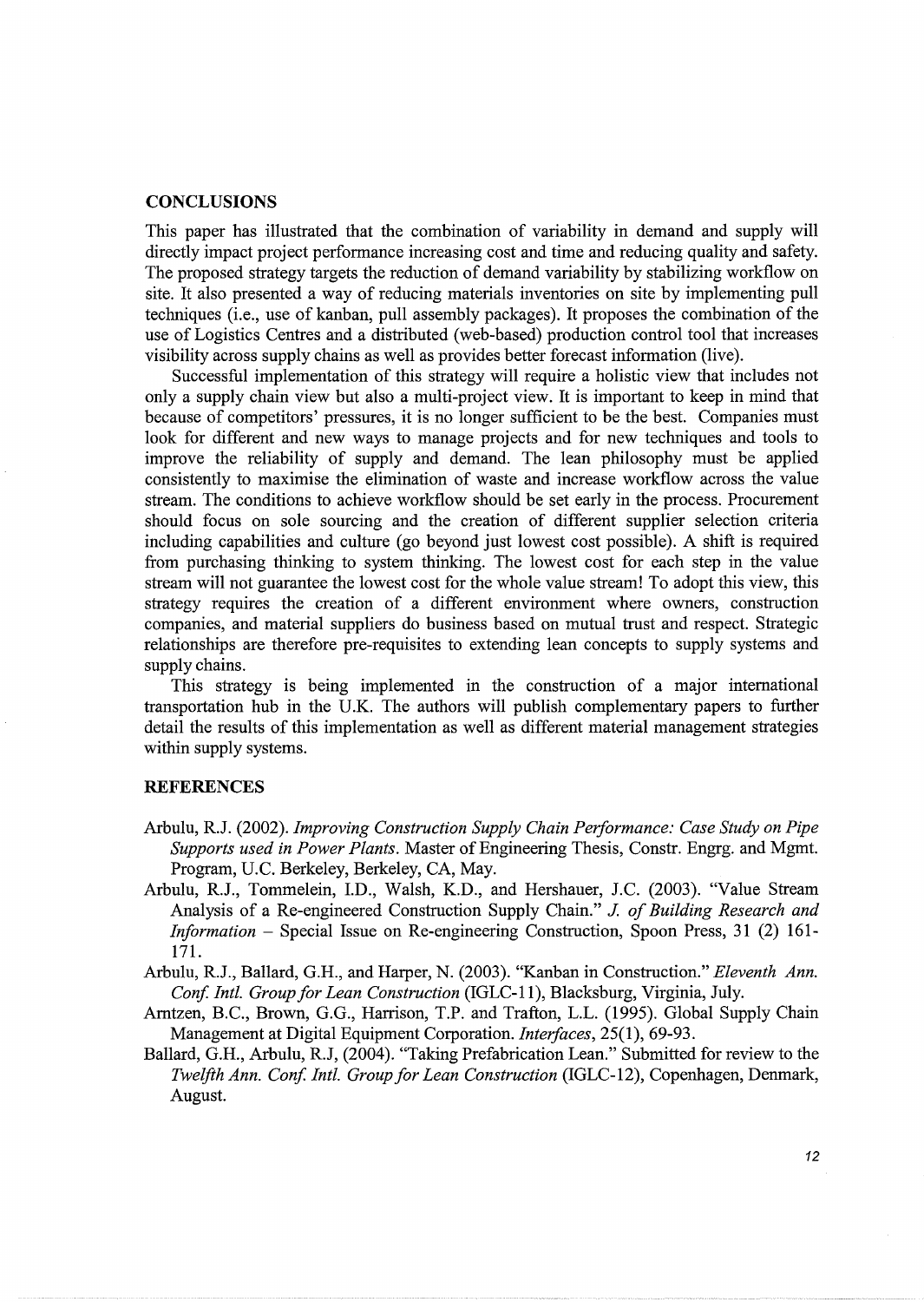## CONCLUSIONS

This paper has illustrated that the combination of variability in demand and supply will directly impact project performance increasing cost and time and reducing quality and safety. The proposed strategy targets the reduction of demand variability by stabilizing workflow on site. It also presented a way of reducing materials inventories on site by implementing pull techniques (i.e., use of kanban, pull assembly packages). It proposes the combination of the use of Logistics Centres and a distributed (web-based) production control tool that increases visibility across supply chains as well as provides better forecast information (live).

Successful implementation of this strategy will require a holistic view that includes not only a supply chain view but also a multi-project view. It is important to keep in mind that because of competitors' pressures, it is no longer sufficient to be the best. Companies must look for different and new ways to manage projects and for new techniques and tools to improve the reliability of supply and demand. The lean philosophy must be applied consistently to maximise the elimination of waste and increase workflow across the value stream. The conditions to achieve workflow should be set early in the process. Procurement should focus on sole sourcing and the creation of different supplier selection criteria including capabilities and culture (go beyond just lowest cost possible). A shift is required from purchasing thinking to system thinking. The lowest cost for each step in the value stream will not guarantee the lowest cost for the whole value stream! To adopt this view, this strategy requires the creation of a different environment where owners, construction companies, and material suppliers do business based on mutual trust and respect. Strategic relationships are therefore pre-requisites to extending lean concepts to supply systems and supply chains.

This strategy is being implemented in the construction of a major international transportation hub in the U.K. The authors will publish complementary papers to further detail the results of this implementation as well as different material management strategies within supply systems.

## REFERENCES

Arbulu, R.J. (2002). *Improving Construction Supply Chain Performance: Case Study on Pipe Supports used in Power Plants.* Master of Engineering Thesis, Constr. Engrg. and Mgmt. Program, U.C. Berkeley, Berkeley, CA, May.

Arbulu, R.J., Tommelein, I.D., Walsh, K.D., and Hershauer, J.C. (2003). "Value Stream Analysis of a Re-engineered Construction Supply Chain." *J. of Building Research and Information* – Special Issue on Re-engineering Construction, Spoon Press, 31 (2) 161-171.

Arbulu, R.J., Ballard, G.H., and Harper, N. (2003). "Kanban in Construction." *Eleventh Ann. Conf. Intl. Group for Lean Construction* (IGLC-11), Blacksburg, Virginia, July.

Arntzen, B.C., Brown, G.G., Harrison, T.P. and Trafton, L.L. (1995). Global Supply Chain Management at Digital Equipment Corporation. *Interfaces*, 25(1), 69-93.

Ballard, G.H., Arbulu, R.J, (2004). "Taking Prefabrication Lean." Submitted for review to the *Twelfth Ann. Conf. Intl. Group for Lean Construction* (IGLC-12), Copenhagen, Denmark, August.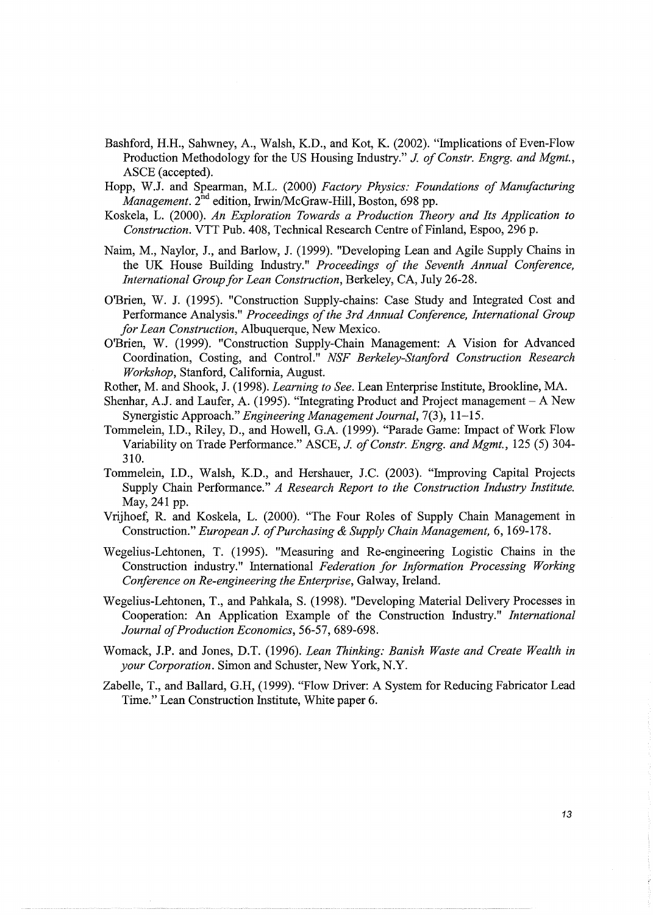Bashford, H.H., Sahwney, A., Walsh, K.D., and Kot, K. (2002). "Implications of Even-Flow Production Methodology for the US Housing Industry." *J. of Constr. Engrg. and Mgmt.*, ASCE (accepted).

Hopp, W.J. and Spearman, M.L. (2000) *Factory Physics: Foundations of Manufacturing Management*. 2nd edition, Irwin/McGraw-Hill, Boston, 698 pp.

Koskela, L. (2000). *An Exploration Towards a Production Theory and Its Application to Construction*. VTT Pub. 408, Technical Research Centre of Finland, Espoo, 296 p.

Naim, M., Naylor, J., and Barlow, J. (1999). "Developing Lean and Agile Supply Chains in the UK House Building Industry." *Proceedings of the Seventh Annual Conference, International Group for Lean Construction*, Berkeley, CA, July 26-28.

O'Brien, W. J. (1995). "Construction Supply-chains: Case Study and Integrated Cost and Performance Analysis." *Proceedings of the 3rd Annual Conference, International Group for Lean Construction*, Albuquerque, New Mexico.

O'Brien, W. (1999). "Construction Supply-Chain Management: A Vision for Advanced Coordination, Costing, and Control." *NSF Berkeley-Stanford Construction Research Workshop*, Stanford, California, August.

Rother, M. and Shook, J. (1998). *Learning to See*. Lean Enterprise Institute, Brookline, MA.

Shenhar, A.J. and Laufer, A. (1995). "Integrating Product and Project management – A New Synergistic Approach." *Engineering Management Journal*, 7(3), 11–15.

Tommelein, I.D., Riley, D., and Howell, G.A. (1999). "Parade Game: Impact of Work Flow Variability on Trade Performance." ASCE, *J. of Constr. Engrg. and Mgmt.*, 125 (5) 304-310.

Tommelein, I.D., Walsh, K.D., and Hershauer, J.C. (2003). "Improving Capital Projects Supply Chain Performance." *A Research Report to the Construction Industry Institute.* May, 241 pp.

Vrijhoef, R. and Koskela, L. (2000). "The Four Roles of Supply Chain Management in Construction." *European J. of Purchasing & Supply Chain Management,* 6, 169-178.

Wegelius-Lehtonen, T. (1995). "Measuring and Re-engineering Logistic Chains in the Construction industry." International *Federation for Information Processing Working Conference on Re-engineering the Enterprise*, Galway, Ireland.

Wegelius-Lehtonen, T., and Pahkala, S. (1998). "Developing Material Delivery Processes in Cooperation: An Application Example of the Construction Industry." *International Journal of Production Economics*, 56-57, 689-698.

Womack, J.P. and Jones, D.T. (1996). *Lean Thinking: Banish Waste and Create Wealth in your Corporation*. Simon and Schuster, New York, N.Y.

Zabelle, T., and Ballard, G.H, (1999). "Flow Driver: A System for Reducing Fabricator Lead Time." Lean Construction Institute, White paper 6.